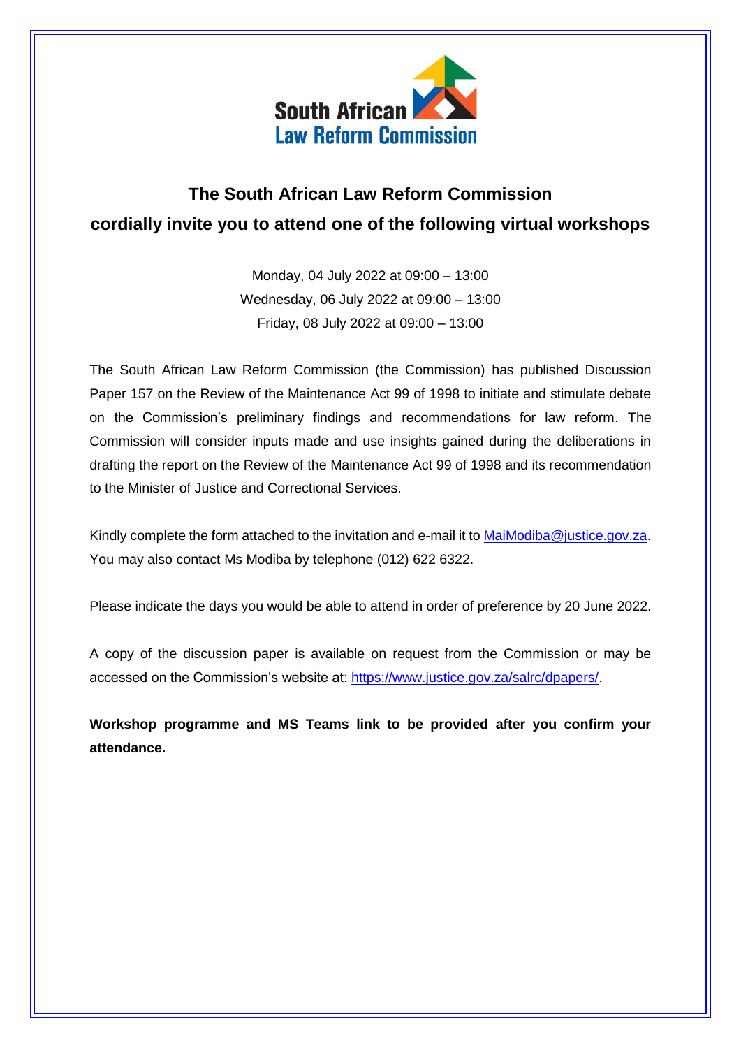South African Law Reform Commission

## The South African Law Reform Commission cordially invite you to attend one of the following virtual workshops

Monday, 04 July 2022 at 09:00 – 13:00
Wednesday, 06 July 2022 at 09:00 – 13:00
Friday, 08 July 2022 at 09:00 – 13:00

The South African Law Reform Commission (the Commission) has published Discussion Paper 157 on the Review of the Maintenance Act 99 of 1998 to initiate and stimulate debate on the Commission's preliminary findings and recommendations for law reform. The Commission will consider inputs made and use insights gained during the deliberations in drafting the report on the Review of the Maintenance Act 99 of 1998 and its recommendation to the Minister of Justice and Correctional Services.

Kindly complete the form attached to the invitation and e-mail it to MaiModiba@justice.gov.za. You may also contact Ms Modiba by telephone (012) 622 6322.

Please indicate the days you would be able to attend in order of preference by 20 June 2022.

A copy of the discussion paper is available on request from the Commission or may be accessed on the Commission's website at: https://www.justice.gov.za/salrc/dpapers/.

**Workshop programme and MS Teams link to be provided after you confirm your attendance.**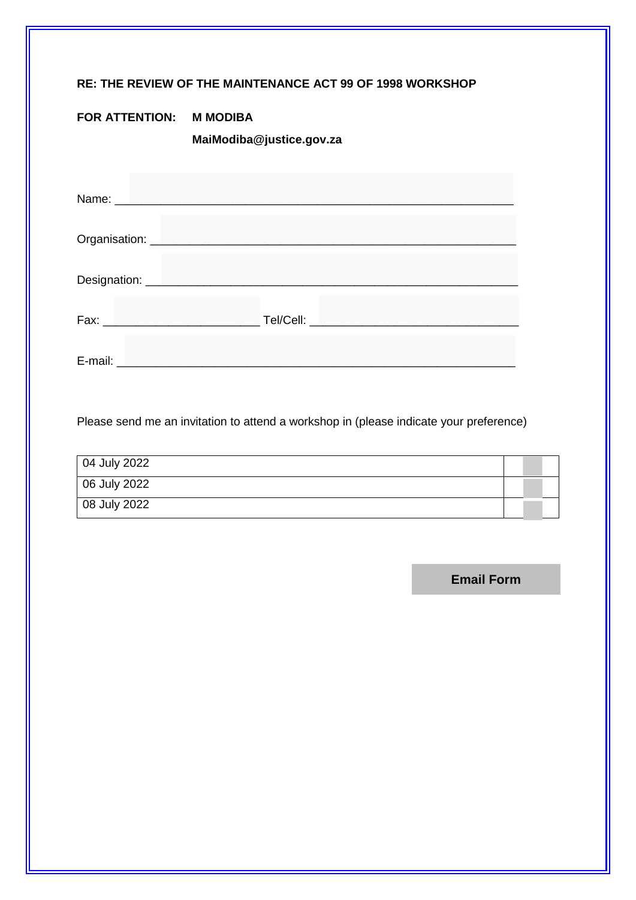**RE: THE REVIEW OF THE MAINTENANCE ACT 99 OF 1998 WORKSHOP**

**FOR ATTENTION: M MODIBA**

**MaiModiba@justice.gov.za**

Name: ___________________________________________________________

Organisation: ____________________________________________________

Designation: _____________________________________________________

Fax: _______________________ Tel/Cell: ______________________________

E-mail: __________________________________________________________

Please send me an invitation to attend a workshop in (please indicate your preference)

| | |
|---|---|
| 04 July 2022 | |
| 06 July 2022 | |
| 08 July 2022 | |

**Email Form**